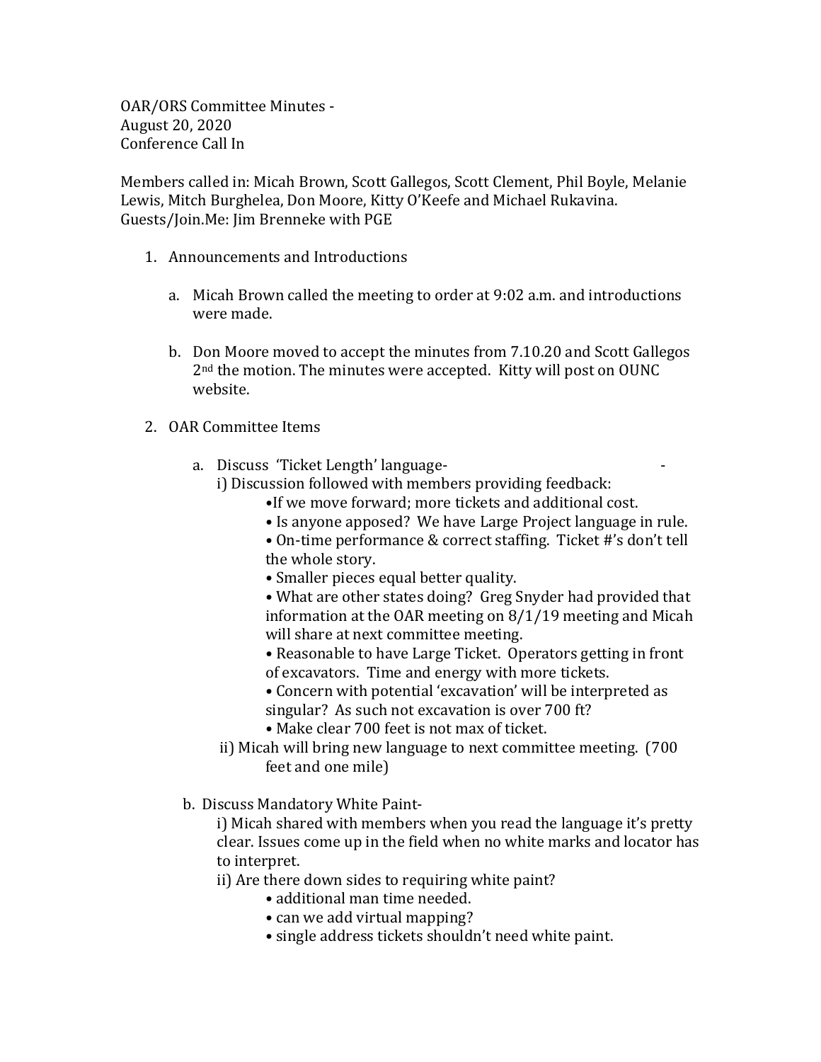OAR/ORS Committee Minutes -
August 20, 2020
Conference Call In

Members called in: Micah Brown, Scott Gallegos, Scott Clement, Phil Boyle, Melanie Lewis, Mitch Burghelea, Don Moore, Kitty O'Keefe and Michael Rukavina.
Guests/Join.Me: Jim Brenneke with PGE

1. Announcements and Introductions

   a. Micah Brown called the meeting to order at 9:02 a.m. and introductions were made.

   b. Don Moore moved to accept the minutes from 7.10.20 and Scott Gallegos 2nd the motion. The minutes were accepted. Kitty will post on OUNC website.

2. OAR Committee Items

   a. Discuss 'Ticket Length' language- -
      i) Discussion followed with members providing feedback:
         - If we move forward; more tickets and additional cost.
         - Is anyone apposed? We have Large Project language in rule.
         - On-time performance & correct staffing. Ticket #'s don't tell the whole story.
         - Smaller pieces equal better quality.
         - What are other states doing? Greg Snyder had provided that information at the OAR meeting on 8/1/19 meeting and Micah will share at next committee meeting.
         - Reasonable to have Large Ticket. Operators getting in front of excavators. Time and energy with more tickets.
         - Concern with potential 'excavation' will be interpreted as singular? As such not excavation is over 700 ft?
         - Make clear 700 feet is not max of ticket.

      ii) Micah will bring new language to next committee meeting. (700 feet and one mile)

   b. Discuss Mandatory White Paint-
      i) Micah shared with members when you read the language it's pretty clear. Issues come up in the field when no white marks and locator has to interpret.
      ii) Are there down sides to requiring white paint?
         - additional man time needed.
         - can we add virtual mapping?
         - single address tickets shouldn't need white paint.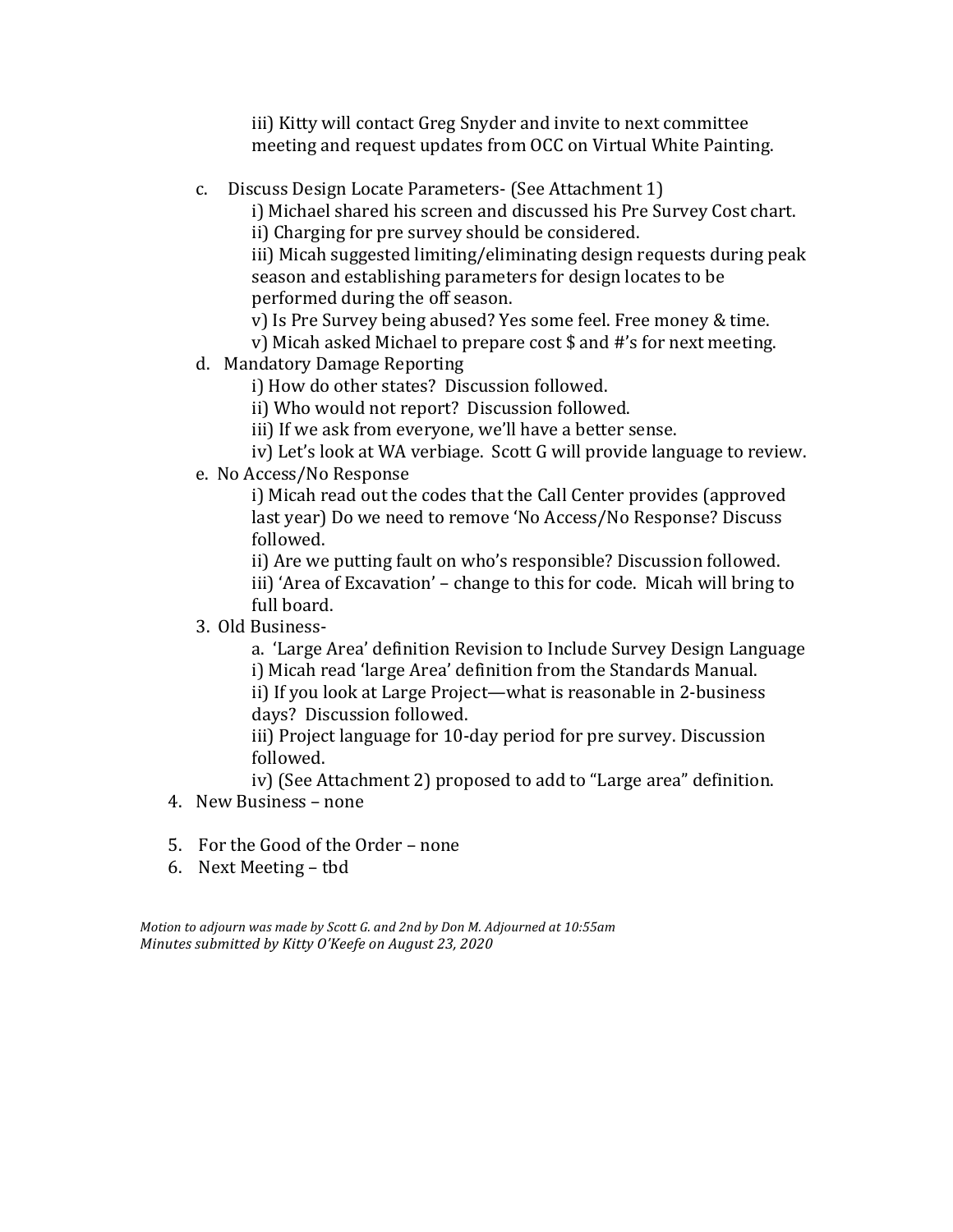iii) Kitty will contact Greg Snyder and invite to next committee meeting and request updates from OCC on Virtual White Painting.

c. Discuss Design Locate Parameters- (See Attachment 1)
   - i) Michael shared his screen and discussed his Pre Survey Cost chart.
   - ii) Charging for pre survey should be considered.
   - iii) Micah suggested limiting/eliminating design requests during peak season and establishing parameters for design locates to be performed during the off season.
   - v) Is Pre Survey being abused? Yes some feel. Free money & time.
   - v) Micah asked Michael to prepare cost $ and #'s for next meeting.

d. Mandatory Damage Reporting
   - i) How do other states? Discussion followed.
   - ii) Who would not report? Discussion followed.
   - iii) If we ask from everyone, we'll have a better sense.
   - iv) Let's look at WA verbiage. Scott G will provide language to review.

e. No Access/No Response
   - i) Micah read out the codes that the Call Center provides (approved last year) Do we need to remove 'No Access/No Response? Discuss followed.
   - ii) Are we putting fault on who's responsible? Discussion followed.
   - iii) 'Area of Excavation' – change to this for code. Micah will bring to full board.

3. Old Business-
   - a. 'Large Area' definition Revision to Include Survey Design Language
   - i) Micah read 'large Area' definition from the Standards Manual.
   - ii) If you look at Large Project—what is reasonable in 2-business days? Discussion followed.
   - iii) Project language for 10-day period for pre survey. Discussion followed.
   - iv) (See Attachment 2) proposed to add to "Large area" definition.

4. New Business – none

5. For the Good of the Order – none

6. Next Meeting – tbd

*Motion to adjourn was made by Scott G. and 2nd by Don M. Adjourned at 10:55am*
*Minutes submitted by Kitty O'Keefe on August 23, 2020*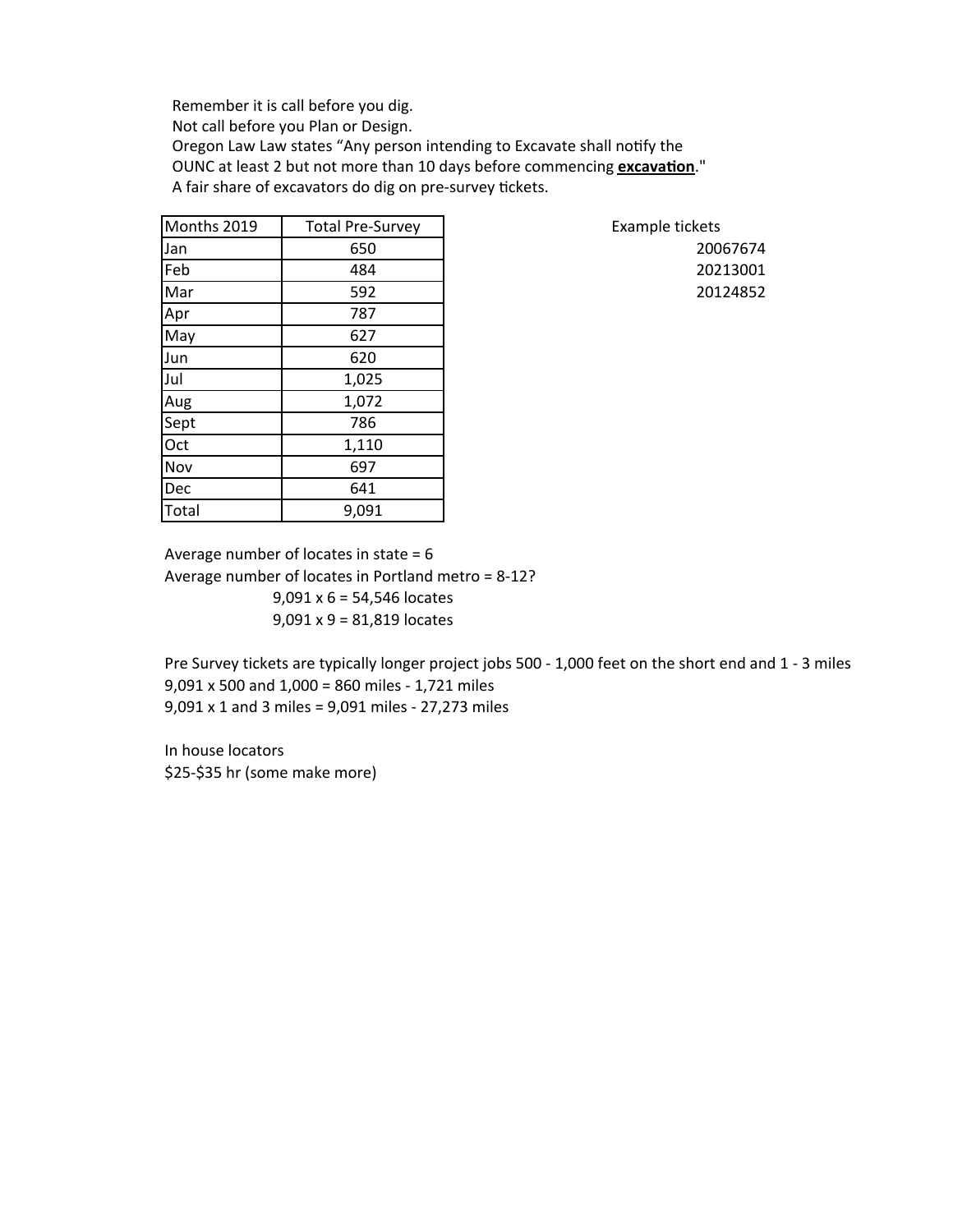Remember it is call before you dig.
Not call before you Plan or Design.
Oregon Law Law states "Any person intending to Excavate shall notify the OUNC at least 2 but not more than 10 days before commencing **excavation**."
A fair share of excavators do dig on pre-survey tickets.

| Months 2019 | Total Pre-Survey |
|---|---|
| Jan | 650 |
| Feb | 484 |
| Mar | 592 |
| Apr | 787 |
| May | 627 |
| Jun | 620 |
| Jul | 1,025 |
| Aug | 1,072 |
| Sept | 786 |
| Oct | 1,110 |
| Nov | 697 |
| Dec | 641 |
| Total | 9,091 |

Example tickets
20067674
20213001
20124852

Average number of locates in state = 6
Average number of locates in Portland metro = 8-12?
9,091 x 6 = 54,546 locates
9,091 x 9 = 81,819 locates

Pre Survey tickets are typically longer project jobs 500 - 1,000 feet on the short end and 1 - 3 miles
9,091 x 500 and 1,000 = 860 miles - 1,721 miles
9,091 x 1 and 3 miles = 9,091 miles - 27,273 miles

In house locators
$25-$35 hr (some make more)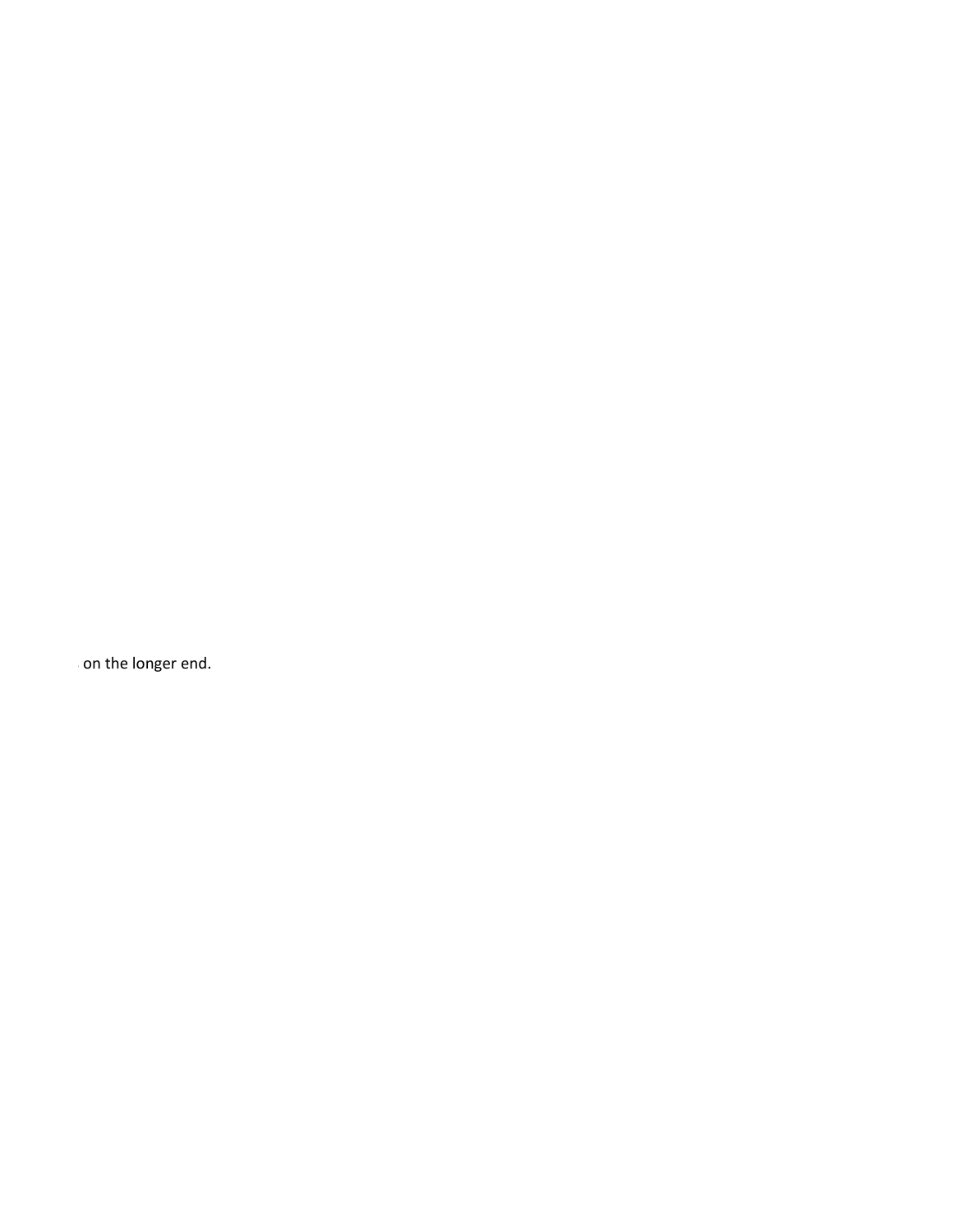on the longer end.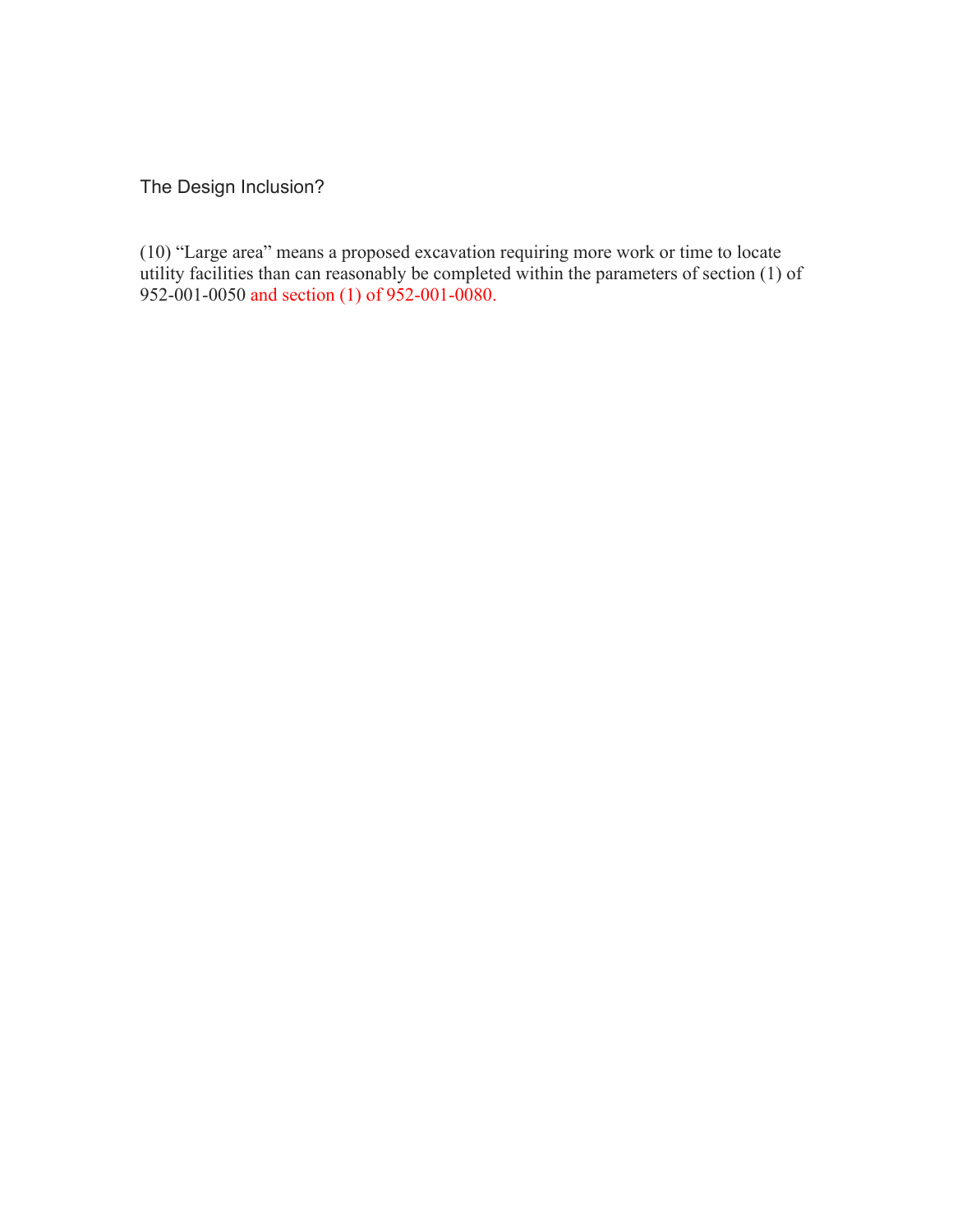The Design Inclusion?

(10) "Large area" means a proposed excavation requiring more work or time to locate utility facilities than can reasonably be completed within the parameters of section (1) of 952-001-0050 and section (1) of 952-001-0080.